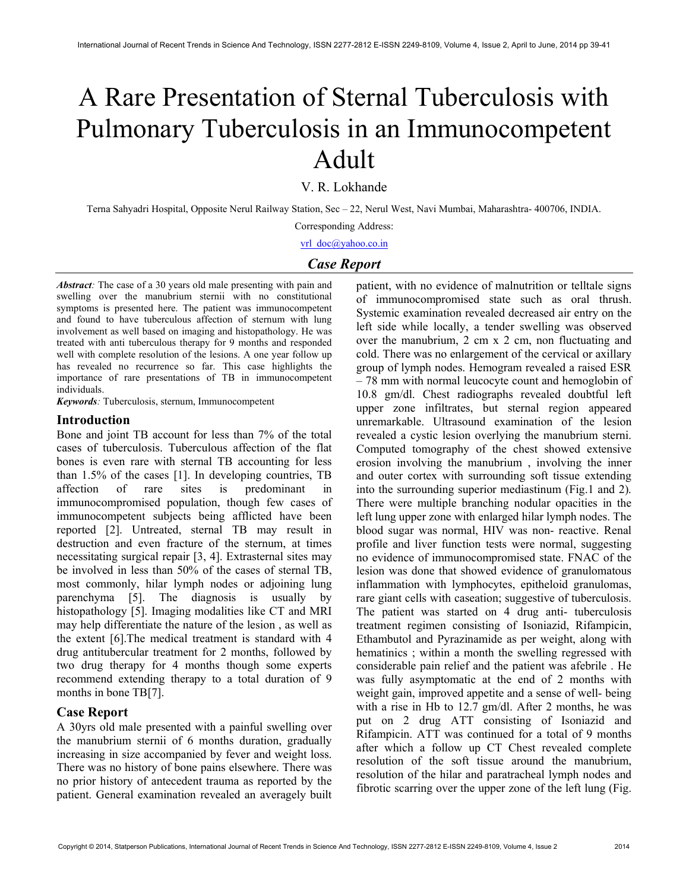# A Rare Presentation of Sternal Tuberculosis with Pulmonary Tuberculosis in an Immunocompetent Adult

V. R. Lokhande

Terna Sahyadri Hospital, Opposite Nerul Railway Station, Sec – 22, Nerul West, Navi Mumbai, Maharashtra- 400706, INDIA.

Corresponding Address:

vrl_doc@yahoo.co.in

## *Case Report*

***Abstract:*** The case of a 30 years old male presenting with pain and swelling over the manubrium sternii with no constitutional symptoms is presented here. The patient was immunocompetent and found to have tuberculous affection of sternum with lung involvement as well based on imaging and histopathology. He was treated with anti tuberculous therapy for 9 months and responded well with complete resolution of the lesions. A one year follow up has revealed no recurrence so far. This case highlights the importance of rare presentations of TB in immunocompetent individuals.

***Keywords:*** Tuberculosis, sternum, Immunocompetent

## Introduction

Bone and joint TB account for less than 7% of the total cases of tuberculosis. Tuberculous affection of the flat bones is even rare with sternal TB accounting for less than 1.5% of the cases [1]. In developing countries, TB affection of rare sites is predominant in immunocompromised population, though few cases of immunocompetent subjects being afflicted have been reported [2]. Untreated, sternal TB may result in destruction and even fracture of the sternum, at times necessitating surgical repair [3, 4]. Extrasternal sites may be involved in less than 50% of the cases of sternal TB, most commonly, hilar lymph nodes or adjoining lung parenchyma [5]. The diagnosis is usually by histopathology [5]. Imaging modalities like CT and MRI may help differentiate the nature of the lesion , as well as the extent [6].The medical treatment is standard with 4 drug antitubercular treatment for 2 months, followed by two drug therapy for 4 months though some experts recommend extending therapy to a total duration of 9 months in bone TB[7].

## Case Report

A 30yrs old male presented with a painful swelling over the manubrium sternii of 6 months duration, gradually increasing in size accompanied by fever and weight loss. There was no history of bone pains elsewhere. There was no prior history of antecedent trauma as reported by the patient. General examination revealed an averagely built patient, with no evidence of malnutrition or telltale signs of immunocompromised state such as oral thrush. Systemic examination revealed decreased air entry on the left side while locally, a tender swelling was observed over the manubrium, 2 cm x 2 cm, non fluctuating and cold. There was no enlargement of the cervical or axillary group of lymph nodes. Hemogram revealed a raised ESR – 78 mm with normal leucocyte count and hemoglobin of 10.8 gm/dl. Chest radiographs revealed doubtful left upper zone infiltrates, but sternal region appeared unremarkable. Ultrasound examination of the lesion revealed a cystic lesion overlying the manubrium sterni. Computed tomography of the chest showed extensive erosion involving the manubrium , involving the inner and outer cortex with surrounding soft tissue extending into the surrounding superior mediastinum (Fig.1 and 2). There were multiple branching nodular opacities in the left lung upper zone with enlarged hilar lymph nodes. The blood sugar was normal, HIV was non- reactive. Renal profile and liver function tests were normal, suggesting no evidence of immunocompromised state. FNAC of the lesion was done that showed evidence of granulomatous inflammation with lymphocytes, epitheloid granulomas, rare giant cells with caseation; suggestive of tuberculosis. The patient was started on 4 drug anti- tuberculosis treatment regimen consisting of Isoniazid, Rifampicin, Ethambutol and Pyrazinamide as per weight, along with hematinics ; within a month the swelling regressed with considerable pain relief and the patient was afebrile . He was fully asymptomatic at the end of 2 months with weight gain, improved appetite and a sense of well- being with a rise in Hb to 12.7 gm/dl. After 2 months, he was put on 2 drug ATT consisting of Isoniazid and Rifampicin. ATT was continued for a total of 9 months after which a follow up CT Chest revealed complete resolution of the soft tissue around the manubrium, resolution of the hilar and paratracheal lymph nodes and fibrotic scarring over the upper zone of the left lung (Fig.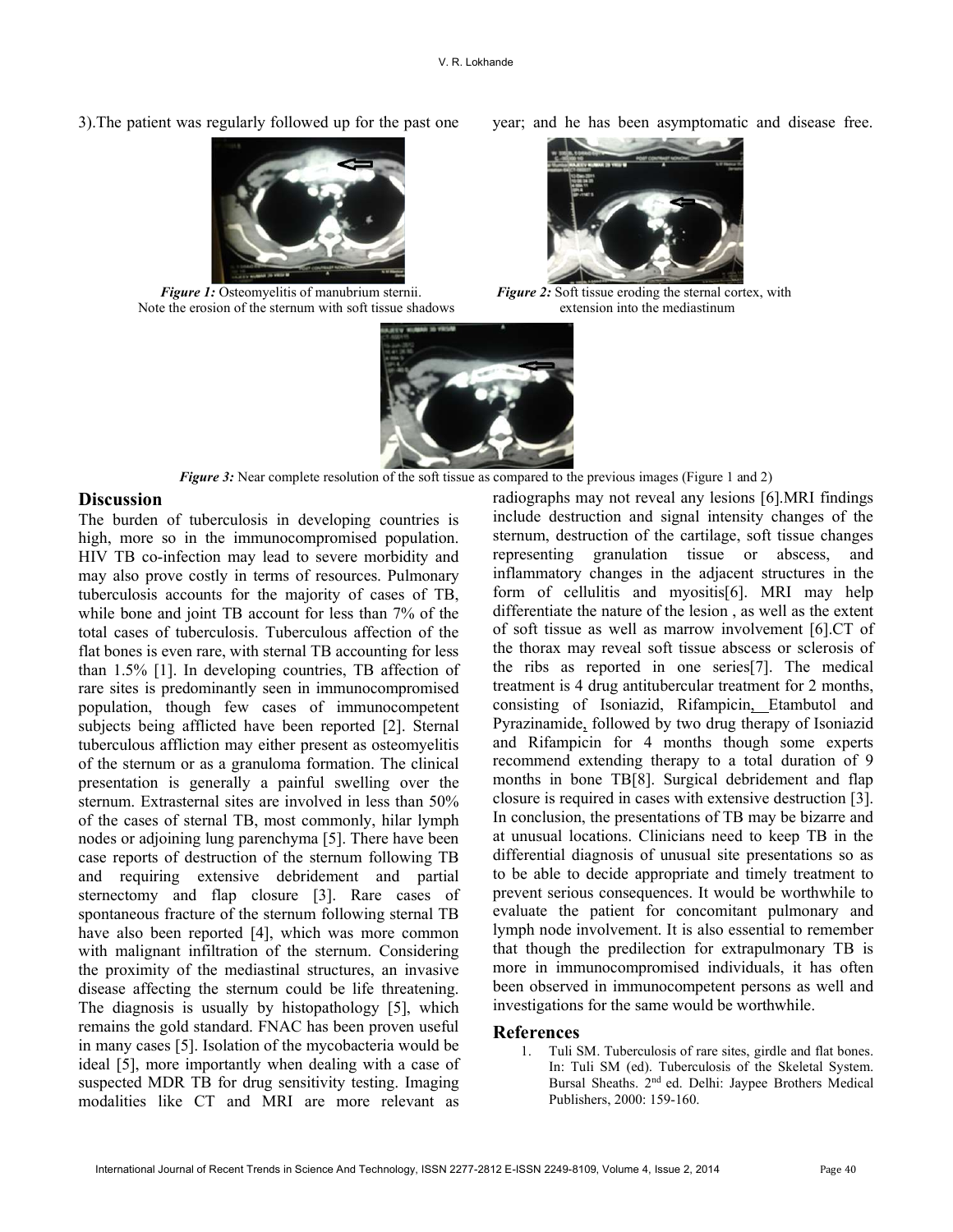3).The patient was regularly followed up for the past one year; and he has been asymptomatic and disease free.

*Figure 1:* Osteomyelitis of manubrium sternii. Note the erosion of the sternum with soft tissue shadows

*Figure 2:* Soft tissue eroding the sternal cortex, with extension into the mediastinum

*Figure 3:* Near complete resolution of the soft tissue as compared to the previous images (Figure 1 and 2)

## Discussion

The burden of tuberculosis in developing countries is high, more so in the immunocompromised population. HIV TB co-infection may lead to severe morbidity and may also prove costly in terms of resources. Pulmonary tuberculosis accounts for the majority of cases of TB, while bone and joint TB account for less than 7% of the total cases of tuberculosis. Tuberculous affection of the flat bones is even rare, with sternal TB accounting for less than 1.5% [1]. In developing countries, TB affection of rare sites is predominantly seen in immunocompromised population, though few cases of immunocompetent subjects being afflicted have been reported [2]. Sternal tuberculous affliction may either present as osteomyelitis of the sternum or as a granuloma formation. The clinical presentation is generally a painful swelling over the sternum. Extrasternal sites are involved in less than 50% of the cases of sternal TB, most commonly, hilar lymph nodes or adjoining lung parenchyma [5]. There have been case reports of destruction of the sternum following TB and requiring extensive debridement and partial sternectomy and flap closure [3]. Rare cases of spontaneous fracture of the sternum following sternal TB have also been reported [4], which was more common with malignant infiltration of the sternum. Considering the proximity of the mediastinal structures, an invasive disease affecting the sternum could be life threatening. The diagnosis is usually by histopathology [5], which remains the gold standard. FNAC has been proven useful in many cases [5]. Isolation of the mycobacteria would be ideal [5], more importantly when dealing with a case of suspected MDR TB for drug sensitivity testing. Imaging modalities like CT and MRI are more relevant as radiographs may not reveal any lesions [6].MRI findings include destruction and signal intensity changes of the sternum, destruction of the cartilage, soft tissue changes representing granulation tissue or abscess, and inflammatory changes in the adjacent structures in the form of cellulitis and myositis[6]. MRI may help differentiate the nature of the lesion , as well as the extent of soft tissue as well as marrow involvement [6].CT of the thorax may reveal soft tissue abscess or sclerosis of the ribs as reported in one series[7]. The medical treatment is 4 drug antitubercular treatment for 2 months, consisting of Isoniazid, Rifampicin, Etambutol and Pyrazinamide, followed by two drug therapy of Isoniazid and Rifampicin for 4 months though some experts recommend extending therapy to a total duration of 9 months in bone TB[8]. Surgical debridement and flap closure is required in cases with extensive destruction [3]. In conclusion, the presentations of TB may be bizarre and at unusual locations. Clinicians need to keep TB in the differential diagnosis of unusual site presentations so as to be able to decide appropriate and timely treatment to prevent serious consequences. It would be worthwhile to evaluate the patient for concomitant pulmonary and lymph node involvement. It is also essential to remember that though the predilection for extrapulmonary TB is more in immunocompromised individuals, it has often been observed in immunocompetent persons as well and investigations for the same would be worthwhile.

## References

1. Tuli SM. Tuberculosis of rare sites, girdle and flat bones. In: Tuli SM (ed). Tuberculosis of the Skeletal System. Bursal Sheaths. 2nd ed. Delhi: Jaypee Brothers Medical Publishers, 2000: 159-160.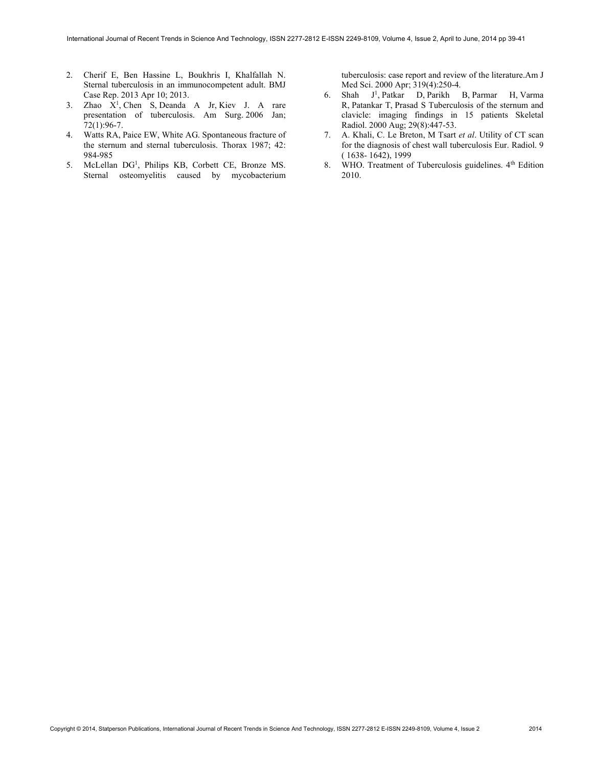2. Cherif E, Ben Hassine L, Boukhris I, Khalfallah N. Sternal tuberculosis in an immunocompetent adult. BMJ Case Rep. 2013 Apr 10; 2013.
3. Zhao X[1], Chen S, Deanda A Jr, Kiev J. A rare presentation of tuberculosis. Am Surg. 2006 Jan; 72(1):96-7.
4. Watts RA, Paice EW, White AG. Spontaneous fracture of the sternum and sternal tuberculosis. Thorax 1987; 42: 984-985
5. McLellan DG[1], Philips KB, Corbett CE, Bronze MS. Sternal osteomyelitis caused by mycobacterium tuberculosis: case report and review of the literature.Am J Med Sci. 2000 Apr; 319(4):250-4.
6. Shah J[1], Patkar D, Parikh B, Parmar H, Varma R, Patankar T, Prasad S Tuberculosis of the sternum and clavicle: imaging findings in 15 patients Skeletal Radiol. 2000 Aug; 29(8):447-53.
7. A. Khali, C. Le Breton, M Tsart *et al*. Utility of CT scan for the diagnosis of chest wall tuberculosis Eur. Radiol. 9 ( 1638- 1642), 1999
8. WHO. Treatment of Tuberculosis guidelines. 4th Edition 2010.